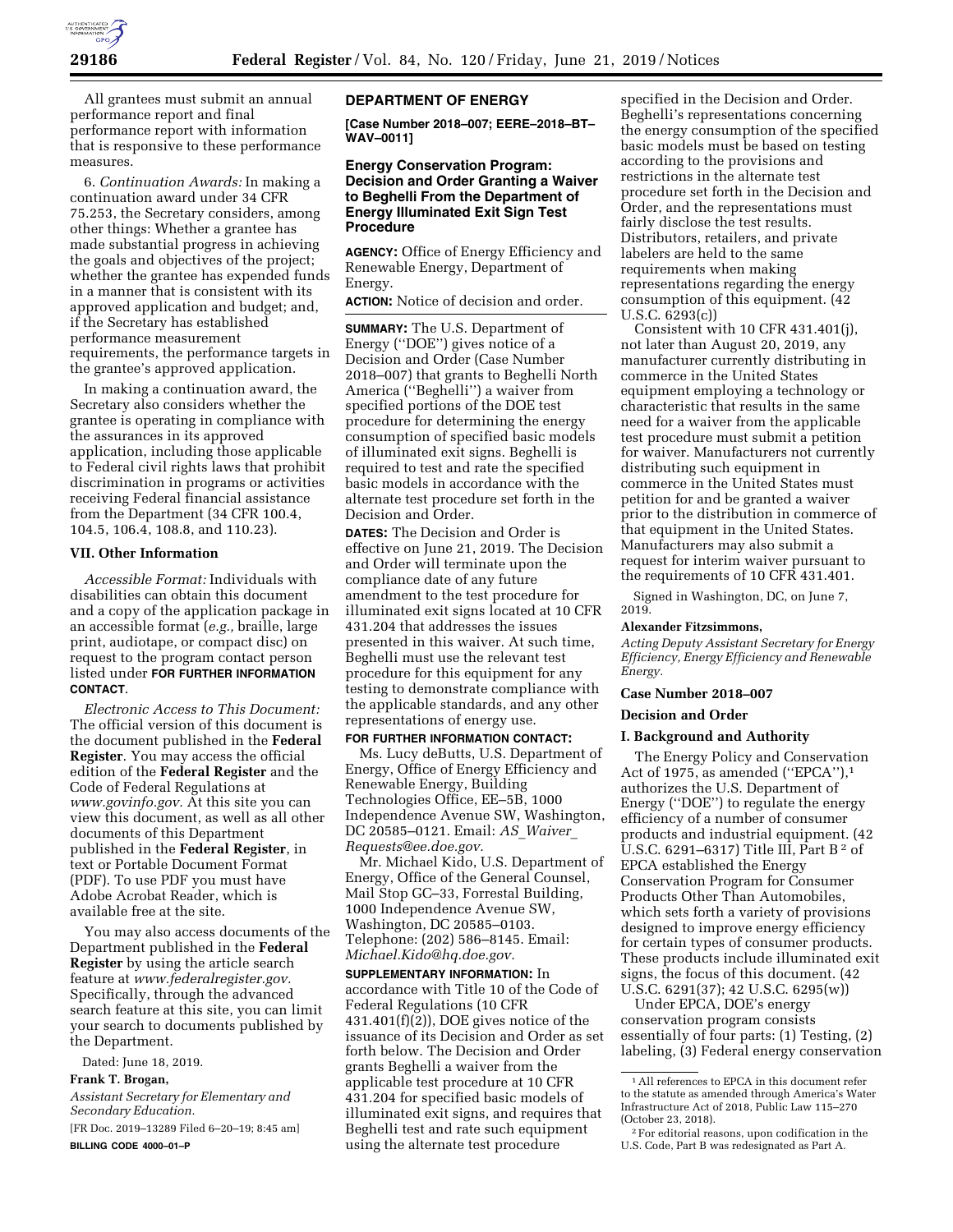All grantees must submit an annual performance report and final performance report with information that is responsive to these performance measures.

6. *Continuation Awards:* In making a continuation award under 34 CFR 75.253, the Secretary considers, among other things: Whether a grantee has made substantial progress in achieving the goals and objectives of the project; whether the grantee has expended funds in a manner that is consistent with its approved application and budget; and, if the Secretary has established performance measurement requirements, the performance targets in the grantee's approved application.

In making a continuation award, the Secretary also considers whether the grantee is operating in compliance with the assurances in its approved application, including those applicable to Federal civil rights laws that prohibit discrimination in programs or activities receiving Federal financial assistance from the Department (34 CFR 100.4, 104.5, 106.4, 108.8, and 110.23).

## VII. Other Information

*Accessible Format:* Individuals with disabilities can obtain this document and a copy of the application package in an accessible format (*e.g.,* braille, large print, audiotape, or compact disc) on request to the program contact person listed under **FOR FURTHER INFORMATION CONTACT**.

*Electronic Access to This Document:* The official version of this document is the document published in the **Federal Register**. You may access the official edition of the **Federal Register** and the Code of Federal Regulations at *www.govinfo.gov*. At this site you can view this document, as well as all other documents of this Department published in the **Federal Register**, in text or Portable Document Format (PDF). To use PDF you must have Adobe Acrobat Reader, which is available free at the site.

You may also access documents of the Department published in the **Federal Register** by using the article search feature at *www.federalregister.gov.* Specifically, through the advanced search feature at this site, you can limit your search to documents published by the Department.

Dated: June 18, 2019.

**Frank T. Brogan,**

*Assistant Secretary for Elementary and Secondary Education.*

[FR Doc. 2019–13289 Filed 6–20–19; 8:45 am]

**BILLING CODE 4000–01–P**

## DEPARTMENT OF ENERGY

**[Case Number 2018–007; EERE–2018–BT–WAV–0011]**

## Energy Conservation Program: Decision and Order Granting a Waiver to Beghelli From the Department of Energy Illuminated Exit Sign Test Procedure

**AGENCY:** Office of Energy Efficiency and Renewable Energy, Department of Energy.

**ACTION:** Notice of decision and order.

**SUMMARY:** The U.S. Department of Energy (''DOE'') gives notice of a Decision and Order (Case Number 2018–007) that grants to Beghelli North America (''Beghelli'') a waiver from specified portions of the DOE test procedure for determining the energy consumption of specified basic models of illuminated exit signs. Beghelli is required to test and rate the specified basic models in accordance with the alternate test procedure set forth in the Decision and Order.

**DATES:** The Decision and Order is effective on June 21, 2019. The Decision and Order will terminate upon the compliance date of any future amendment to the test procedure for illuminated exit signs located at 10 CFR 431.204 that addresses the issues presented in this waiver. At such time, Beghelli must use the relevant test procedure for this equipment for any testing to demonstrate compliance with the applicable standards, and any other representations of energy use.

**FOR FURTHER INFORMATION CONTACT:**

Ms. Lucy deButts, U.S. Department of Energy, Office of Energy Efficiency and Renewable Energy, Building Technologies Office, EE–5B, 1000 Independence Avenue SW, Washington, DC 20585–0121. Email: *AS_Waiver_Requests@ee.doe.gov*.

Mr. Michael Kido, U.S. Department of Energy, Office of the General Counsel, Mail Stop GC–33, Forrestal Building, 1000 Independence Avenue SW, Washington, DC 20585–0103. Telephone: (202) 586–8145. Email: *Michael.Kido@hq.doe.gov.*

**SUPPLEMENTARY INFORMATION:** In accordance with Title 10 of the Code of Federal Regulations (10 CFR 431.401(f)(2)), DOE gives notice of the issuance of its Decision and Order as set forth below. The Decision and Order grants Beghelli a waiver from the applicable test procedure at 10 CFR 431.204 for specified basic models of illuminated exit signs, and requires that Beghelli test and rate such equipment using the alternate test procedure specified in the Decision and Order. Beghelli's representations concerning the energy consumption of the specified basic models must be based on testing according to the provisions and restrictions in the alternate test procedure set forth in the Decision and Order, and the representations must fairly disclose the test results. Distributors, retailers, and private labelers are held to the same requirements when making representations regarding the energy consumption of this equipment. (42 U.S.C. 6293(c))

Consistent with 10 CFR 431.401(j), not later than August 20, 2019, any manufacturer currently distributing in commerce in the United States equipment employing a technology or characteristic that results in the same need for a waiver from the applicable test procedure must submit a petition for waiver. Manufacturers not currently distributing such equipment in commerce in the United States must petition for and be granted a waiver prior to the distribution in commerce of that equipment in the United States. Manufacturers may also submit a request for interim waiver pursuant to the requirements of 10 CFR 431.401.

Signed in Washington, DC, on June 7, 2019.

**Alexander Fitzsimmons,**

*Acting Deputy Assistant Secretary for Energy Efficiency, Energy Efficiency and Renewable Energy.*

### Case Number 2018–007

### Decision and Order

### I. Background and Authority

The Energy Policy and Conservation Act of 1975, as amended (''EPCA''),[1] authorizes the U.S. Department of Energy (''DOE'') to regulate the energy efficiency of a number of consumer products and industrial equipment. (42 U.S.C. 6291–6317) Title III, Part B[2] of EPCA established the Energy Conservation Program for Consumer Products Other Than Automobiles, which sets forth a variety of provisions designed to improve energy efficiency for certain types of consumer products. These products include illuminated exit signs, the focus of this document. (42 U.S.C. 6291(37); 42 U.S.C. 6295(w))

Under EPCA, DOE's energy conservation program consists essentially of four parts: (1) Testing, (2) labeling, (3) Federal energy conservation

---

[1] All references to EPCA in this document refer to the statute as amended through America's Water Infrastructure Act of 2018, Public Law 115–270 (October 23, 2018).

[2] For editorial reasons, upon codification in the U.S. Code, Part B was redesignated as Part A.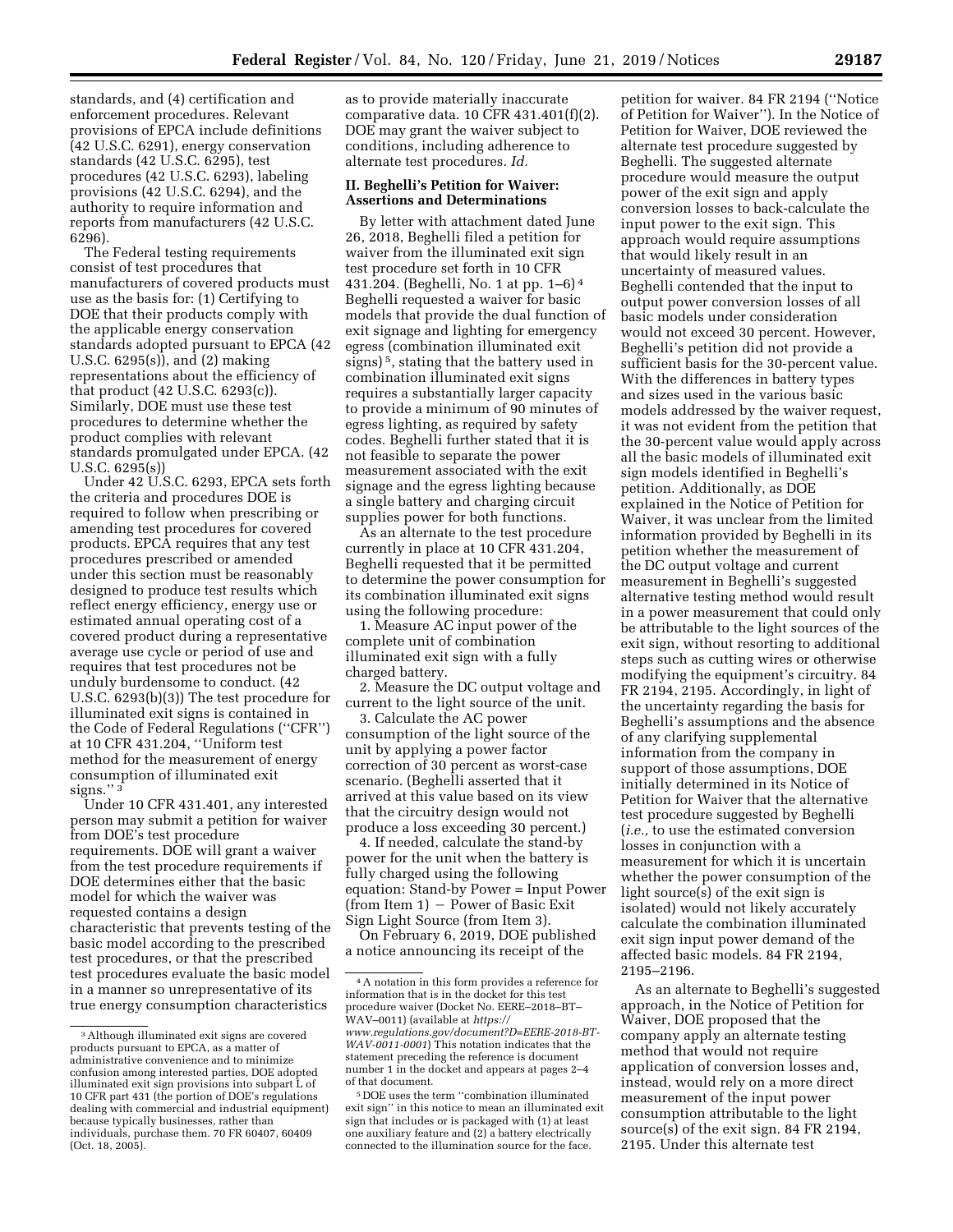standards, and (4) certification and enforcement procedures. Relevant provisions of EPCA include definitions (42 U.S.C. 6291), energy conservation standards (42 U.S.C. 6295), test procedures (42 U.S.C. 6293), labeling provisions (42 U.S.C. 6294), and the authority to require information and reports from manufacturers (42 U.S.C. 6296).

The Federal testing requirements consist of test procedures that manufacturers of covered products must use as the basis for: (1) Certifying to DOE that their products comply with the applicable energy conservation standards adopted pursuant to EPCA (42 U.S.C. 6295(s)), and (2) making representations about the efficiency of that product (42 U.S.C. 6293(c)). Similarly, DOE must use these test procedures to determine whether the product complies with relevant standards promulgated under EPCA. (42 U.S.C. 6295(s))

Under 42 U.S.C. 6293, EPCA sets forth the criteria and procedures DOE is required to follow when prescribing or amending test procedures for covered products. EPCA requires that any test procedures prescribed or amended under this section must be reasonably designed to produce test results which reflect energy efficiency, energy use or estimated annual operating cost of a covered product during a representative average use cycle or period of use and requires that test procedures not be unduly burdensome to conduct. (42 U.S.C. 6293(b)(3)) The test procedure for illuminated exit signs is contained in the Code of Federal Regulations (''CFR'') at 10 CFR 431.204, ''Uniform test method for the measurement of energy consumption of illuminated exit signs.'' [3]

Under 10 CFR 431.401, any interested person may submit a petition for waiver from DOE's test procedure requirements. DOE will grant a waiver from the test procedure requirements if DOE determines either that the basic model for which the waiver was requested contains a design characteristic that prevents testing of the basic model according to the prescribed test procedures, or that the prescribed test procedures evaluate the basic model in a manner so unrepresentative of its true energy consumption characteristics as to provide materially inaccurate comparative data. 10 CFR 431.401(f)(2). DOE may grant the waiver subject to conditions, including adherence to alternate test procedures. *Id.*

## II. Beghelli's Petition for Waiver: Assertions and Determinations

By letter with attachment dated June 26, 2018, Beghelli filed a petition for waiver from the illuminated exit sign test procedure set forth in 10 CFR 431.204. (Beghelli, No. 1 at pp. 1–6) [4] Beghelli requested a waiver for basic models that provide the dual function of exit signage and lighting for emergency egress (combination illuminated exit signs) [5], stating that the battery used in combination illuminated exit signs requires a substantially larger capacity to provide a minimum of 90 minutes of egress lighting, as required by safety codes. Beghelli further stated that it is not feasible to separate the power measurement associated with the exit signage and the egress lighting because a single battery and charging circuit supplies power for both functions.

As an alternate to the test procedure currently in place at 10 CFR 431.204, Beghelli requested that it be permitted to determine the power consumption for its combination illuminated exit signs using the following procedure:

1. Measure AC input power of the complete unit of combination illuminated exit sign with a fully charged battery.
2. Measure the DC output voltage and current to the light source of the unit.
3. Calculate the AC power consumption of the light source of the unit by applying a power factor correction of 30 percent as worst-case scenario. (Beghelli asserted that it arrived at this value based on its view that the circuitry design would not produce a loss exceeding 30 percent.)
4. If needed, calculate the stand-by power for the unit when the battery is fully charged using the following equation: Stand-by Power = Input Power (from Item 1) − Power of Basic Exit Sign Light Source (from Item 3).

On February 6, 2019, DOE published a notice announcing its receipt of the petition for waiver. 84 FR 2194 (''Notice of Petition for Waiver''). In the Notice of Petition for Waiver, DOE reviewed the alternate test procedure suggested by Beghelli. The suggested alternate procedure would measure the output power of the exit sign and apply conversion losses to back-calculate the input power to the exit sign. This approach would require assumptions that would likely result in an uncertainty of measured values. Beghelli contended that the input to output power conversion losses of all basic models under consideration would not exceed 30 percent. However, Beghelli's petition did not provide a sufficient basis for the 30-percent value. With the differences in battery types and sizes used in the various basic models addressed by the waiver request, it was not evident from the petition that the 30-percent value would apply across all the basic models of illuminated exit sign models identified in Beghelli's petition. Additionally, as DOE explained in the Notice of Petition for Waiver, it was unclear from the limited information provided by Beghelli in its petition whether the measurement of the DC output voltage and current measurement in Beghelli's suggested alternative testing method would result in a power measurement that could only be attributable to the light sources of the exit sign, without resorting to additional steps such as cutting wires or otherwise modifying the equipment's circuitry. 84 FR 2194, 2195. Accordingly, in light of the uncertainty regarding the basis for Beghelli's assumptions and the absence of any clarifying supplemental information from the company in support of those assumptions, DOE initially determined in its Notice of Petition for Waiver that the alternative test procedure suggested by Beghelli (*i.e.,* to use the estimated conversion losses in conjunction with a measurement for which it is uncertain whether the power consumption of the light source(s) of the exit sign is isolated) would not likely accurately calculate the combination illuminated exit sign input power demand of the affected basic models. 84 FR 2194, 2195–2196.

As an alternate to Beghelli's suggested approach, in the Notice of Petition for Waiver, DOE proposed that the company apply an alternate testing method that would not require application of conversion losses and, instead, would rely on a more direct measurement of the input power consumption attributable to the light source(s) of the exit sign. 84 FR 2194, 2195. Under this alternate test

---

[3] Although illuminated exit signs are covered products pursuant to EPCA, as a matter of administrative convenience and to minimize confusion among interested parties, DOE adopted illuminated exit sign provisions into subpart L of 10 CFR part 431 (the portion of DOE's regulations dealing with commercial and industrial equipment) because typically businesses, rather than individuals, purchase them. 70 FR 60407, 60409 (Oct. 18, 2005).

[4] A notation in this form provides a reference for information that is in the docket for this test procedure waiver (Docket No. EERE–2018–BT–WAV–0011) (available at *https://www.regulations.gov/document?D=EERE-2018-BT-WAV-0011-0001*) This notation indicates that the statement preceding the reference is document number 1 in the docket and appears at pages 2–4 of that document.

[5] DOE uses the term ''combination illuminated exit sign'' in this notice to mean an illuminated exit sign that includes or is packaged with (1) at least one auxiliary feature and (2) a battery electrically connected to the illumination source for the face.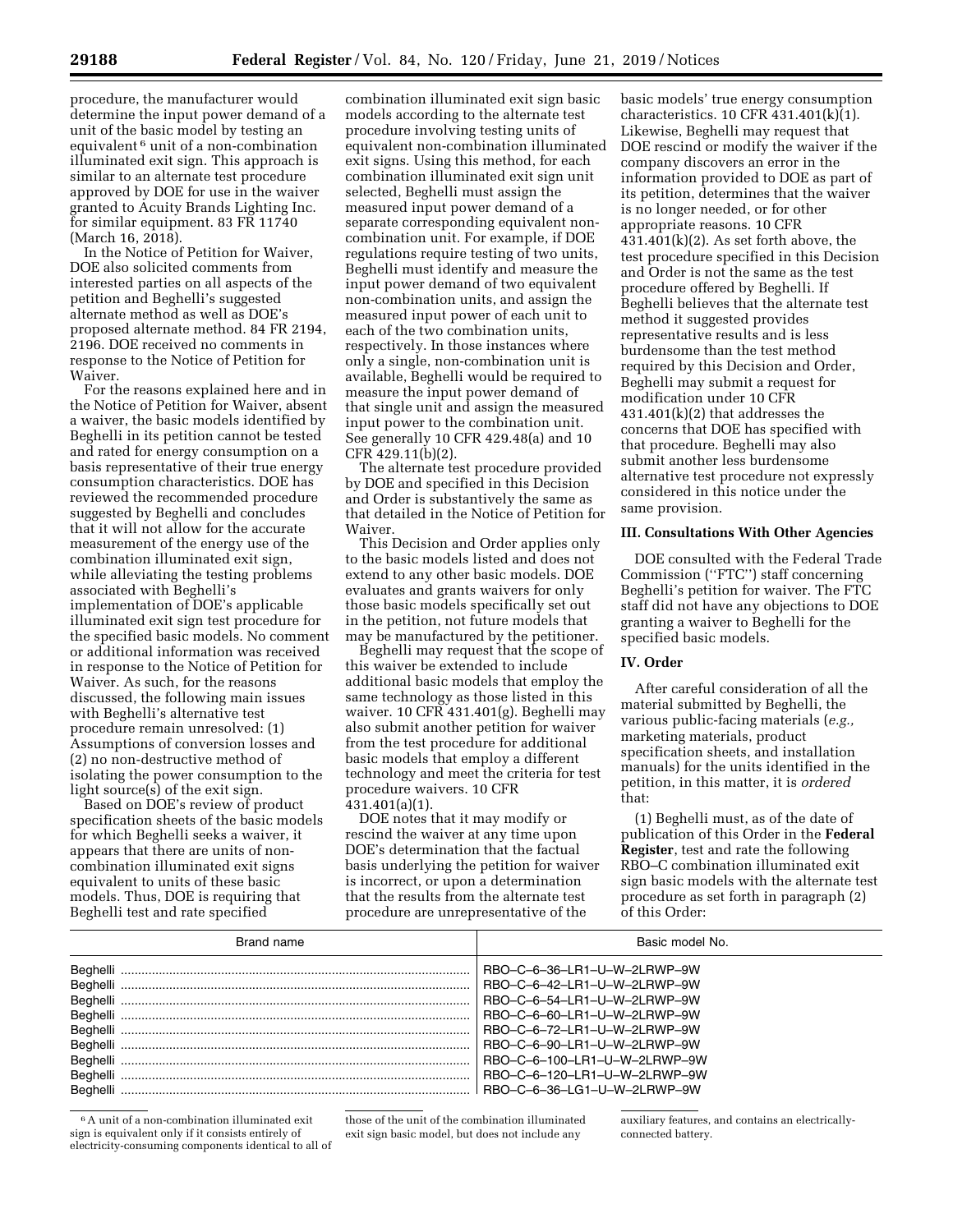procedure, the manufacturer would determine the input power demand of a unit of the basic model by testing an equivalent[6] unit of a non-combination illuminated exit sign. This approach is similar to an alternate test procedure approved by DOE for use in the waiver granted to Acuity Brands Lighting Inc. for similar equipment. 83 FR 11740 (March 16, 2018).

In the Notice of Petition for Waiver, DOE also solicited comments from interested parties on all aspects of the petition and Beghelli's suggested alternate method as well as DOE's proposed alternate method. 84 FR 2194, 2196. DOE received no comments in response to the Notice of Petition for Waiver.

For the reasons explained here and in the Notice of Petition for Waiver, absent a waiver, the basic models identified by Beghelli in its petition cannot be tested and rated for energy consumption on a basis representative of their true energy consumption characteristics. DOE has reviewed the recommended procedure suggested by Beghelli and concludes that it will not allow for the accurate measurement of the energy use of the combination illuminated exit sign, while alleviating the testing problems associated with Beghelli's implementation of DOE's applicable illuminated exit sign test procedure for the specified basic models. No comment or additional information was received in response to the Notice of Petition for Waiver. As such, for the reasons discussed, the following main issues with Beghelli's alternative test procedure remain unresolved: (1) Assumptions of conversion losses and (2) no non-destructive method of isolating the power consumption to the light source(s) of the exit sign.

Based on DOE's review of product specification sheets of the basic models for which Beghelli seeks a waiver, it appears that there are units of non-combination illuminated exit signs equivalent to units of these basic models. Thus, DOE is requiring that Beghelli test and rate specified combination illuminated exit sign basic models according to the alternate test procedure involving testing units of equivalent non-combination illuminated exit signs. Using this method, for each combination illuminated exit sign unit selected, Beghelli must assign the measured input power demand of a separate corresponding equivalent non-combination unit. For example, if DOE regulations require testing of two units, Beghelli must identify and measure the input power demand of two equivalent non-combination units, and assign the measured input power of each unit to each of the two combination units, respectively. In those instances where only a single, non-combination unit is available, Beghelli would be required to measure the input power demand of that single unit and assign the measured input power to the combination unit. See generally 10 CFR 429.48(a) and 10 CFR 429.11(b)(2).

The alternate test procedure provided by DOE and specified in this Decision and Order is substantively the same as that detailed in the Notice of Petition for Waiver.

This Decision and Order applies only to the basic models listed and does not extend to any other basic models. DOE evaluates and grants waivers for only those basic models specifically set out in the petition, not future models that may be manufactured by the petitioner.

Beghelli may request that the scope of this waiver be extended to include additional basic models that employ the same technology as those listed in this waiver. 10 CFR 431.401(g). Beghelli may also submit another petition for waiver from the test procedure for additional basic models that employ a different technology and meet the criteria for test procedure waivers. 10 CFR 431.401(a)(1).

DOE notes that it may modify or rescind the waiver at any time upon DOE's determination that the factual basis underlying the petition for waiver is incorrect, or upon a determination that the results from the alternate test procedure are unrepresentative of the basic models' true energy consumption characteristics. 10 CFR 431.401(k)(1). Likewise, Beghelli may request that DOE rescind or modify the waiver if the company discovers an error in the information provided to DOE as part of its petition, determines that the waiver is no longer needed, or for other appropriate reasons. 10 CFR 431.401(k)(2). As set forth above, the test procedure specified in this Decision and Order is not the same as the test procedure offered by Beghelli. If Beghelli believes that the alternate test method it suggested provides representative results and is less burdensome than the test method required by this Decision and Order, Beghelli may submit a request for modification under 10 CFR 431.401(k)(2) that addresses the concerns that DOE has specified with that procedure. Beghelli may also submit another less burdensome alternative test procedure not expressly considered in this notice under the same provision.

## III. Consultations With Other Agencies

DOE consulted with the Federal Trade Commission ("FTC") staff concerning Beghelli's petition for waiver. The FTC staff did not have any objections to DOE granting a waiver to Beghelli for the specified basic models.

## IV. Order

After careful consideration of all the material submitted by Beghelli, the various public-facing materials (*e.g.,* marketing materials, product specification sheets, and installation manuals) for the units identified in the petition, in this matter, it is *ordered* that:

(1) Beghelli must, as of the date of publication of this Order in the **Federal Register**, test and rate the following RBO–C combination illuminated exit sign basic models with the alternate test procedure as set forth in paragraph (2) of this Order:

| Brand name | Basic model No. |
|---|---|
| Beghelli | RBO–C–6–36–LR1–U–W–2LRWP–9W |
| Beghelli | RBO–C–6–42–LR1–U–W–2LRWP–9W |
| Beghelli | RBO–C–6–54–LR1–U–W–2LRWP–9W |
| Beghelli | RBO–C–6–60–LR1–U–W–2LRWP–9W |
| Beghelli | RBO–C–6–72–LR1–U–W–2LRWP–9W |
| Beghelli | RBO–C–6–90–LR1–U–W–2LRWP–9W |
| Beghelli | RBO–C–6–100–LR1–U–W–2LRWP–9W |
| Beghelli | RBO–C–6–120–LR1–U–W–2LRWP–9W |
| Beghelli | RBO–C–6–36–LG1–U–W–2LRWP–9W |

[6] A unit of a non-combination illuminated exit sign is equivalent only if it consists entirely of electricity-consuming components identical to all of those of the unit of the combination illuminated exit sign basic model, but does not include any auxiliary features, and contains an electrically-connected battery.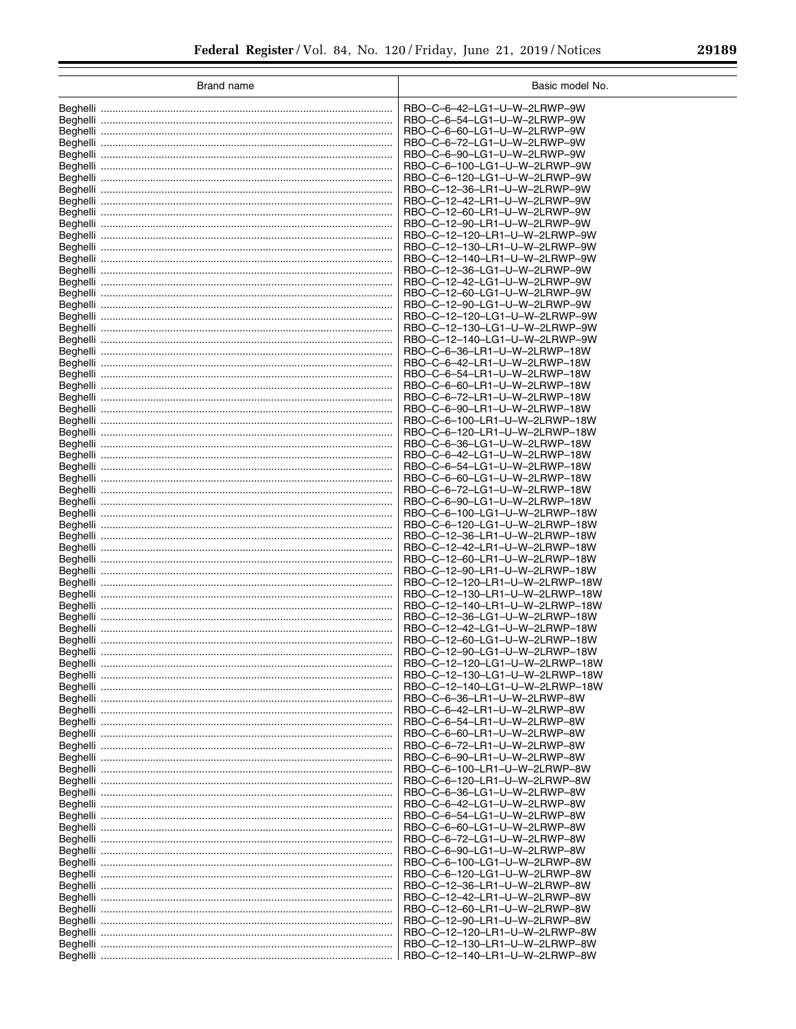| Brand name | Basic model No. |
|---|---|
| Beghelli | RBO–C–6–42–LG1–U–W–2LRWP–9W |
| Beghelli | RBO–C–6–54–LG1–U–W–2LRWP–9W |
| Beghelli | RBO–C–6–60–LG1–U–W–2LRWP–9W |
| Beghelli | RBO–C–6–72–LG1–U–W–2LRWP–9W |
| Beghelli | RBO–C–6–90–LG1–U–W–2LRWP–9W |
| Beghelli | RBO–C–6–100–LG1–U–W–2LRWP–9W |
| Beghelli | RBO–C–6–120–LG1–U–W–2LRWP–9W |
| Beghelli | RBO–C–12–36–LR1–U–W–2LRWP–9W |
| Beghelli | RBO–C–12–42–LR1–U–W–2LRWP–9W |
| Beghelli | RBO–C–12–60–LR1–U–W–2LRWP–9W |
| Beghelli | RBO–C–12–90–LR1–U–W–2LRWP–9W |
| Beghelli | RBO–C–12–120–LR1–U–W–2LRWP–9W |
| Beghelli | RBO–C–12–130–LR1–U–W–2LRWP–9W |
| Beghelli | RBO–C–12–140–LR1–U–W–2LRWP–9W |
| Beghelli | RBO–C–12–36–LG1–U–W–2LRWP–9W |
| Beghelli | RBO–C–12–42–LG1–U–W–2LRWP–9W |
| Beghelli | RBO–C–12–60–LG1–U–W–2LRWP–9W |
| Beghelli | RBO–C–12–90–LG1–U–W–2LRWP–9W |
| Beghelli | RBO–C–12–120–LG1–U–W–2LRWP–9W |
| Beghelli | RBO–C–12–130–LG1–U–W–2LRWP–9W |
| Beghelli | RBO–C–12–140–LG1–U–W–2LRWP–9W |
| Beghelli | RBO–C–6–36–LR1–U–W–2LRWP–18W |
| Beghelli | RBO–C–6–42–LR1–U–W–2LRWP–18W |
| Beghelli | RBO–C–6–54–LR1–U–W–2LRWP–18W |
| Beghelli | RBO–C–6–60–LR1–U–W–2LRWP–18W |
| Beghelli | RBO–C–6–72–LR1–U–W–2LRWP–18W |
| Beghelli | RBO–C–6–90–LR1–U–W–2LRWP–18W |
| Beghelli | RBO–C–6–100–LR1–U–W–2LRWP–18W |
| Beghelli | RBO–C–6–120–LR1–U–W–2LRWP–18W |
| Beghelli | RBO–C–6–36–LG1–U–W–2LRWP–18W |
| Beghelli | RBO–C–6–42–LG1–U–W–2LRWP–18W |
| Beghelli | RBO–C–6–54–LG1–U–W–2LRWP–18W |
| Beghelli | RBO–C–6–60–LG1–U–W–2LRWP–18W |
| Beghelli | RBO–C–6–72–LG1–U–W–2LRWP–18W |
| Beghelli | RBO–C–6–90–LG1–U–W–2LRWP–18W |
| Beghelli | RBO–C–6–100–LG1–U–W–2LRWP–18W |
| Beghelli | RBO–C–6–120–LG1–U–W–2LRWP–18W |
| Beghelli | RBO–C–12–36–LR1–U–W–2LRWP–18W |
| Beghelli | RBO–C–12–42–LR1–U–W–2LRWP–18W |
| Beghelli | RBO–C–12–60–LR1–U–W–2LRWP–18W |
| Beghelli | RBO–C–12–90–LR1–U–W–2LRWP–18W |
| Beghelli | RBO–C–12–120–LR1–U–W–2LRWP–18W |
| Beghelli | RBO–C–12–130–LR1–U–W–2LRWP–18W |
| Beghelli | RBO–C–12–140–LR1–U–W–2LRWP–18W |
| Beghelli | RBO–C–12–36–LG1–U–W–2LRWP–18W |
| Beghelli | RBO–C–12–42–LG1–U–W–2LRWP–18W |
| Beghelli | RBO–C–12–60–LG1–U–W–2LRWP–18W |
| Beghelli | RBO–C–12–90–LG1–U–W–2LRWP–18W |
| Beghelli | RBO–C–12–120–LG1–U–W–2LRWP–18W |
| Beghelli | RBO–C–12–130–LG1–U–W–2LRWP–18W |
| Beghelli | RBO–C–12–140–LG1–U–W–2LRWP–18W |
| Beghelli | RBO–C–6–36–LR1–U–W–2LRWP–8W |
| Beghelli | RBO–C–6–42–LR1–U–W–2LRWP–8W |
| Beghelli | RBO–C–6–54–LR1–U–W–2LRWP–8W |
| Beghelli | RBO–C–6–60–LR1–U–W–2LRWP–8W |
| Beghelli | RBO–C–6–72–LR1–U–W–2LRWP–8W |
| Beghelli | RBO–C–6–90–LR1–U–W–2LRWP–8W |
| Beghelli | RBO–C–6–100–LR1–U–W–2LRWP–8W |
| Beghelli | RBO–C–6–120–LR1–U–W–2LRWP–8W |
| Beghelli | RBO–C–6–36–LG1–U–W–2LRWP–8W |
| Beghelli | RBO–C–6–42–LG1–U–W–2LRWP–8W |
| Beghelli | RBO–C–6–54–LG1–U–W–2LRWP–8W |
| Beghelli | RBO–C–6–60–LG1–U–W–2LRWP–8W |
| Beghelli | RBO–C–6–72–LG1–U–W–2LRWP–8W |
| Beghelli | RBO–C–6–90–LG1–U–W–2LRWP–8W |
| Beghelli | RBO–C–6–100–LG1–U–W–2LRWP–8W |
| Beghelli | RBO–C–6–120–LG1–U–W–2LRWP–8W |
| Beghelli | RBO–C–12–36–LR1–U–W–2LRWP–8W |
| Beghelli | RBO–C–12–42–LR1–U–W–2LRWP–8W |
| Beghelli | RBO–C–12–60–LR1–U–W–2LRWP–8W |
| Beghelli | RBO–C–12–90–LR1–U–W–2LRWP–8W |
| Beghelli | RBO–C–12–120–LR1–U–W–2LRWP–8W |
| Beghelli | RBO–C–12–130–LR1–U–W–2LRWP–8W |
| Beghelli | RBO–C–12–140–LR1–U–W–2LRWP–8W |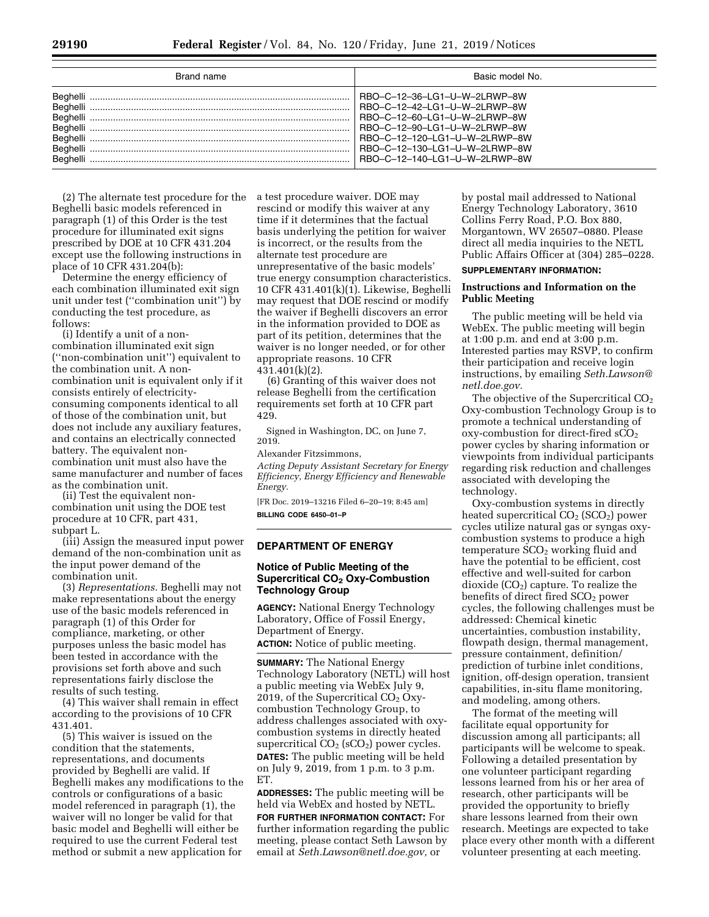| Brand name | Basic model No. |
|---|---|
| Beghelli | RBO–C–12–36–LG1–U–W–2LRWP–8W |
| Beghelli | RBO–C–12–42–LG1–U–W–2LRWP–8W |
| Beghelli | RBO–C–12–60–LG1–U–W–2LRWP–8W |
| Beghelli | RBO–C–12–90–LG1–U–W–2LRWP–8W |
| Beghelli | RBO–C–12–120–LG1–U–W–2LRWP–8W |
| Beghelli | RBO–C–12–130–LG1–U–W–2LRWP–8W |
| Beghelli | RBO–C–12–140–LG1–U–W–2LRWP–8W |

(2) The alternate test procedure for the Beghelli basic models referenced in paragraph (1) of this Order is the test procedure for illuminated exit signs prescribed by DOE at 10 CFR 431.204 except use the following instructions in place of 10 CFR 431.204(b):

Determine the energy efficiency of each combination illuminated exit sign unit under test (''combination unit'') by conducting the test procedure, as follows:

(i) Identify a unit of a non-combination illuminated exit sign (''non-combination unit'') equivalent to the combination unit. A non-combination unit is equivalent only if it consists entirely of electricity-consuming components identical to all of those of the combination unit, but does not include any auxiliary features, and contains an electrically connected battery. The equivalent non-combination unit must also have the same manufacturer and number of faces as the combination unit.

(ii) Test the equivalent non-combination unit using the DOE test procedure at 10 CFR, part 431, subpart L.

(iii) Assign the measured input power demand of the non-combination unit as the input power demand of the combination unit.

(3) *Representations.* Beghelli may not make representations about the energy use of the basic models referenced in paragraph (1) of this Order for compliance, marketing, or other purposes unless the basic model has been tested in accordance with the provisions set forth above and such representations fairly disclose the results of such testing.

(4) This waiver shall remain in effect according to the provisions of 10 CFR 431.401.

(5) This waiver is issued on the condition that the statements, representations, and documents provided by Beghelli are valid. If Beghelli makes any modifications to the controls or configurations of a basic model referenced in paragraph (1), the waiver will no longer be valid for that basic model and Beghelli will either be required to use the current Federal test method or submit a new application for a test procedure waiver. DOE may rescind or modify this waiver at any time if it determines that the factual basis underlying the petition for waiver is incorrect, or the results from the alternate test procedure are unrepresentative of the basic models' true energy consumption characteristics. 10 CFR 431.401(k)(1). Likewise, Beghelli may request that DOE rescind or modify the waiver if Beghelli discovers an error in the information provided to DOE as part of its petition, determines that the waiver is no longer needed, or for other appropriate reasons. 10 CFR 431.401(k)(2).

(6) Granting of this waiver does not release Beghelli from the certification requirements set forth at 10 CFR part 429.

Signed in Washington, DC, on June 7, 2019.

Alexander Fitzsimmons,

*Acting Deputy Assistant Secretary for Energy Efficiency, Energy Efficiency and Renewable Energy.*

[FR Doc. 2019–13216 Filed 6–20–19; 8:45 am]

**BILLING CODE 6450–01–P**

## DEPARTMENT OF ENERGY

### Notice of Public Meeting of the Supercritical $CO_2$ Oxy-Combustion Technology Group

**AGENCY:** National Energy Technology Laboratory, Office of Fossil Energy, Department of Energy.

**ACTION:** Notice of public meeting.

**SUMMARY:** The National Energy Technology Laboratory (NETL) will host a public meeting via WebEx July 9, 2019, of the Supercritical $CO_2$ Oxy-combustion Technology Group, to address challenges associated with oxy-combustion systems in directly heated supercritical $CO_2$ ($sCO_2$) power cycles.

**DATES:** The public meeting will be held on July 9, 2019, from 1 p.m. to 3 p.m. ET.

**ADDRESSES:** The public meeting will be held via WebEx and hosted by NETL.

**FOR FURTHER INFORMATION CONTACT:** For further information regarding the public meeting, please contact Seth Lawson by email at *Seth.Lawson@netl.doe.gov,* or by postal mail addressed to National Energy Technology Laboratory, 3610 Collins Ferry Road, P.O. Box 880, Morgantown, WV 26507–0880. Please direct all media inquiries to the NETL Public Affairs Officer at (304) 285–0228.

**SUPPLEMENTARY INFORMATION:**

### Instructions and Information on the Public Meeting

The public meeting will be held via WebEx. The public meeting will begin at 1:00 p.m. and end at 3:00 p.m. Interested parties may RSVP, to confirm their participation and receive login instructions, by emailing *Seth.Lawson@netl.doe.gov.*

The objective of the Supercritical $CO_2$ Oxy-combustion Technology Group is to promote a technical understanding of oxy-combustion for direct-fired $sCO_2$ power cycles by sharing information or viewpoints from individual participants regarding risk reduction and challenges associated with developing the technology.

Oxy-combustion systems in directly heated supercritical $CO_2$ ($SCO_2$) power cycles utilize natural gas or syngas oxy-combustion systems to produce a high temperature $SCO_2$ working fluid and have the potential to be efficient, cost effective and well-suited for carbon dioxide ($CO_2$) capture. To realize the benefits of direct fired $SCO_2$ power cycles, the following challenges must be addressed: Chemical kinetic uncertainties, combustion instability, flowpath design, thermal management, pressure containment, definition/prediction of turbine inlet conditions, ignition, off-design operation, transient capabilities, in-situ flame monitoring, and modeling, among others.

The format of the meeting will facilitate equal opportunity for discussion among all participants; all participants will be welcome to speak. Following a detailed presentation by one volunteer participant regarding lessons learned from his or her area of research, other participants will be provided the opportunity to briefly share lessons learned from their own research. Meetings are expected to take place every other month with a different volunteer presenting at each meeting.